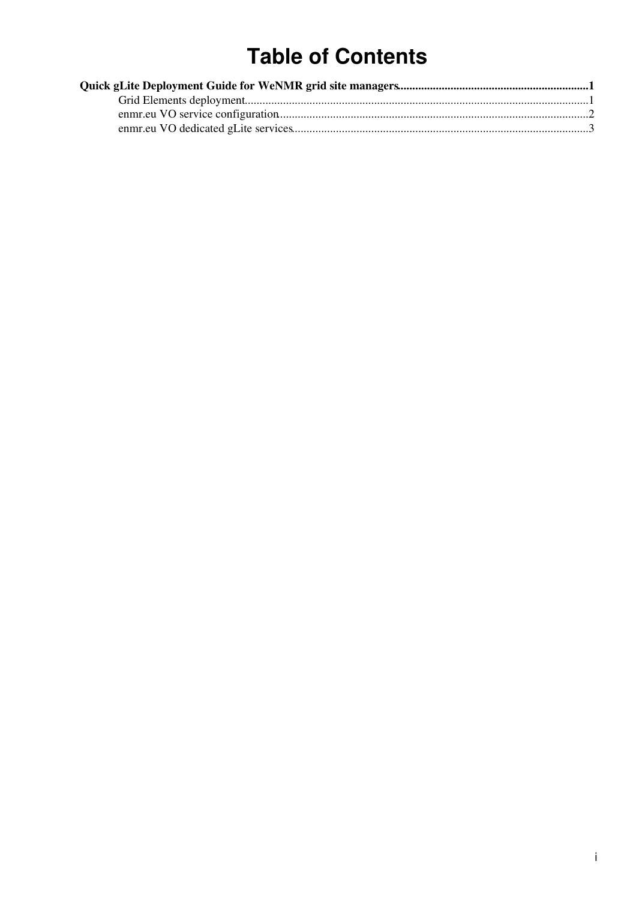# Table of Contents

**Quick gLite Deployment Guide for WeNMR grid site managers.................................................................1**

- Grid Elements deployment....................................................................................................................1
- enmr.eu VO service configuration.........................................................................................................2
- enmr.eu VO dedicated gLite services....................................................................................................3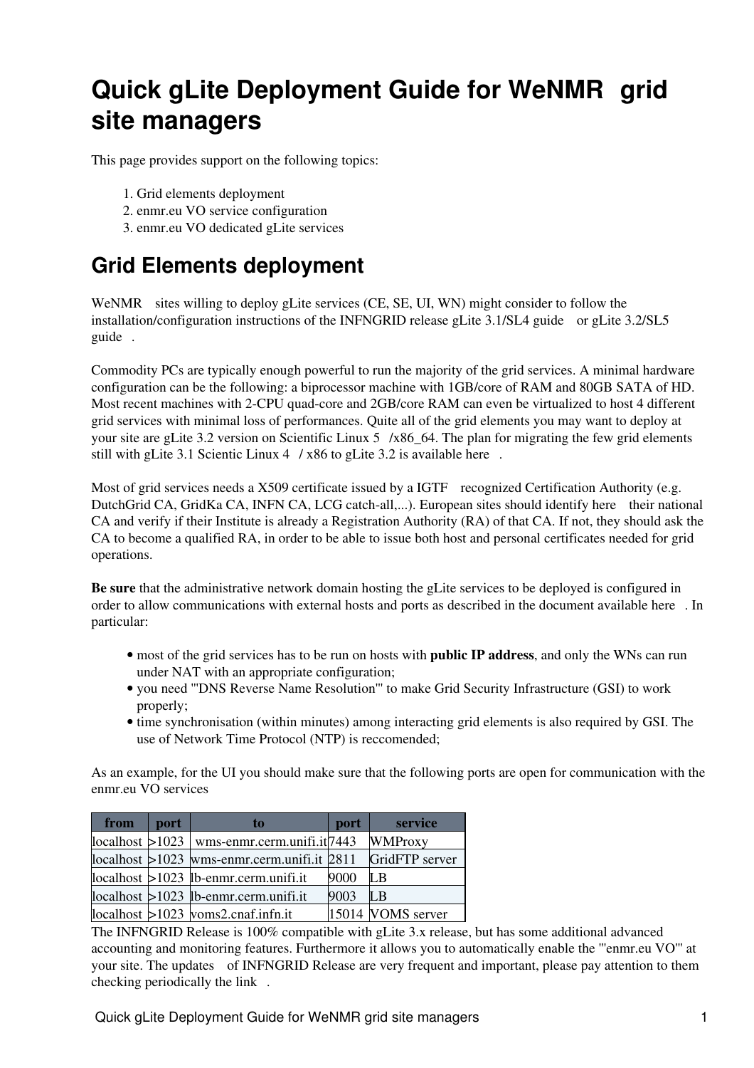# Quick gLite Deployment Guide for WeNMR grid site managers

This page provides support on the following topics:

1. Grid elements deployment
2. enmr.eu VO service configuration
3. enmr.eu VO dedicated gLite services

## Grid Elements deployment

WeNMR sites willing to deploy gLite services (CE, SE, UI, WN) might consider to follow the installation/configuration instructions of the INFNGRID release gLite 3.1/SL4 guide or gLite 3.2/SL5 guide .

Commodity PCs are typically enough powerful to run the majority of the grid services. A minimal hardware configuration can be the following: a biprocessor machine with 1GB/core of RAM and 80GB SATA of HD. Most recent machines with 2-CPU quad-core and 2GB/core RAM can even be virtualized to host 4 different grid services with minimal loss of performances. Quite all of the grid elements you may want to deploy at your site are gLite 3.2 version on Scientific Linux 5 /x86_64. The plan for migrating the few grid elements still with gLite 3.1 Scientic Linux 4 / x86 to gLite 3.2 is available here .

Most of grid services needs a X509 certificate issued by a IGTF recognized Certification Authority (e.g. DutchGrid CA, GridKa CA, INFN CA, LCG catch-all,...). European sites should identify here their national CA and verify if their Institute is already a Registration Authority (RA) of that CA. If not, they should ask the CA to become a qualified RA, in order to be able to issue both host and personal certificates needed for grid operations.

**Be sure** that the administrative network domain hosting the gLite services to be deployed is configured in order to allow communications with external hosts and ports as described in the document available here . In particular:

- most of the grid services has to be run on hosts with **public IP address**, and only the WNs can run under NAT with an appropriate configuration;
- you need '''DNS Reverse Name Resolution''' to make Grid Security Infrastructure (GSI) to work properly;
- time synchronisation (within minutes) among interacting grid elements is also required by GSI. The use of Network Time Protocol (NTP) is reccomended;

As an example, for the UI you should make sure that the following ports are open for communication with the enmr.eu VO services

| from | port | to | port | service |
|---|---|---|---|---|
| localhost | >1023 | wms-enmr.cerm.unifi.it | 7443 | WMProxy |
| localhost | >1023 | wms-enmr.cerm.unifi.it | 2811 | GridFTP server |
| localhost | >1023 | lb-enmr.cerm.unifi.it | 9000 | LB |
| localhost | >1023 | lb-enmr.cerm.unifi.it | 9003 | LB |
| localhost | >1023 | voms2.cnaf.infn.it | 15014 | VOMS server |

The INFNGRID Release is 100% compatible with gLite 3.x release, but has some additional advanced accounting and monitoring features. Furthermore it allows you to automatically enable the '''enmr.eu VO''' at your site. The updates of INFNGRID Release are very frequent and important, please pay attention to them checking periodically the link .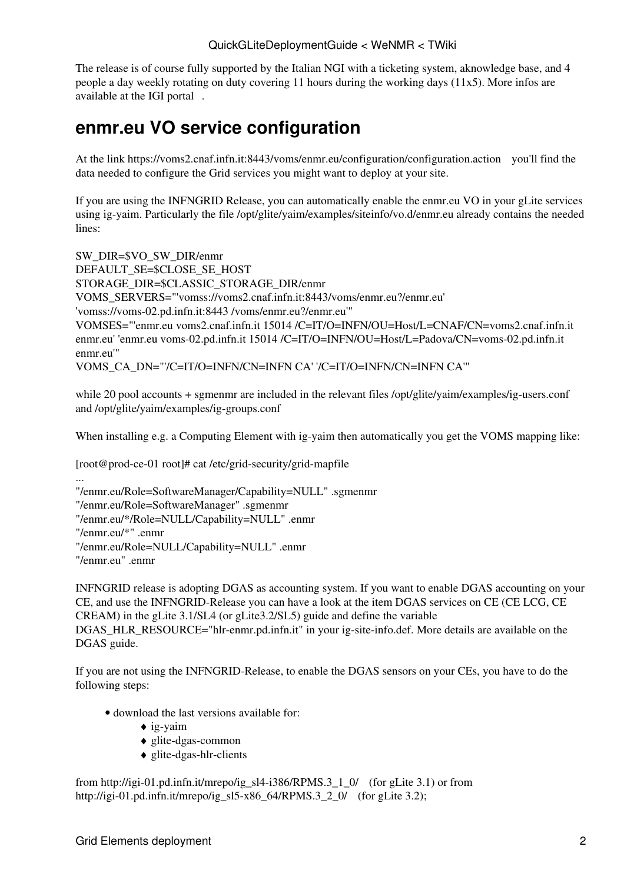The release is of course fully supported by the Italian NGI with a ticketing system, aknowledge base, and 4 people a day weekly rotating on duty covering 11 hours during the working days (11x5). More infos are available at the IGI portal .

## enmr.eu VO service configuration

At the link https://voms2.cnaf.infn.it:8443/voms/enmr.eu/configuration/configuration.action you'll find the data needed to configure the Grid services you might want to deploy at your site.

If you are using the INFNGRID Release, you can automatically enable the enmr.eu VO in your gLite services using ig-yaim. Particularly the file /opt/glite/yaim/examples/siteinfo/vo.d/enmr.eu already contains the needed lines:

```
SW_DIR=$VO_SW_DIR/enmr
DEFAULT_SE=$CLOSE_SE_HOST
STORAGE_DIR=$CLASSIC_STORAGE_DIR/enmr
VOMS_SERVERS="'vomss://voms2.cnaf.infn.it:8443/voms/enmr.eu?/enmr.eu'
'vomss://voms-02.pd.infn.it:8443 /voms/enmr.eu?/enmr.eu'"
VOMSES="'enmr.eu voms2.cnaf.infn.it 15014 /C=IT/O=INFN/OU=Host/L=CNAF/CN=voms2.cnaf.infn.it
enmr.eu' 'enmr.eu voms-02.pd.infn.it 15014 /C=IT/O=INFN/OU=Host/L=Padova/CN=voms-02.pd.infn.it
enmr.eu'"
VOMS_CA_DN="'/C=IT/O=INFN/CN=INFN CA' '/C=IT/O=INFN/CN=INFN CA'"
```

while 20 pool accounts + sgmenmr are included in the relevant files /opt/glite/yaim/examples/ig-users.conf and /opt/glite/yaim/examples/ig-groups.conf

When installing e.g. a Computing Element with ig-yaim then automatically you get the VOMS mapping like:

```
[root@prod-ce-01 root]# cat /etc/grid-security/grid-mapfile
...
"/enmr.eu/Role=SoftwareManager/Capability=NULL" .sgmenmr
"/enmr.eu/Role=SoftwareManager" .sgmenmr
"/enmr.eu/*/Role=NULL/Capability=NULL" .enmr
"/enmr.eu/*" .enmr
"/enmr.eu/Role=NULL/Capability=NULL" .enmr
"/enmr.eu" .enmr
```

INFNGRID release is adopting DGAS as accounting system. If you want to enable DGAS accounting on your CE, and use the INFNGRID-Release you can have a look at the item DGAS services on CE (CE LCG, CE CREAM) in the gLite 3.1/SL4 (or gLite3.2/SL5) guide and define the variable DGAS_HLR_RESOURCE="hlr-enmr.pd.infn.it" in your ig-site-info.def. More details are available on the DGAS guide.

If you are not using the INFNGRID-Release, to enable the DGAS sensors on your CEs, you have to do the following steps:

- download the last versions available for:
    - ig-yaim
    - glite-dgas-common
    - glite-dgas-hlr-clients

from http://igi-01.pd.infn.it/mrepo/ig_sl4-i386/RPMS.3_1_0/ (for gLite 3.1) or from http://igi-01.pd.infn.it/mrepo/ig_sl5-x86_64/RPMS.3_2_0/ (for gLite 3.2);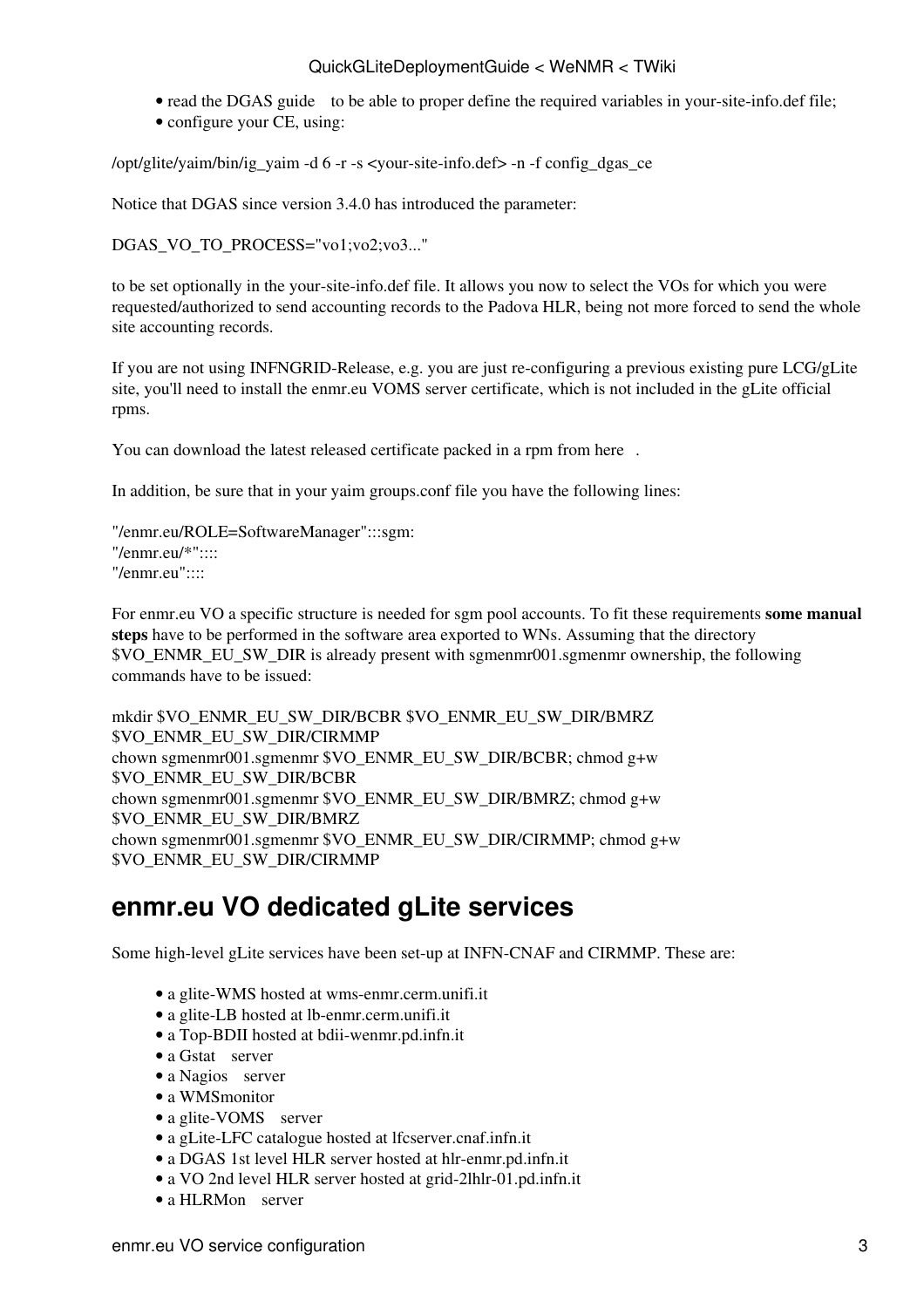- read the DGAS guide to be able to proper define the required variables in your-site-info.def file;
- configure your CE, using:

```
/opt/glite/yaim/bin/ig_yaim -d 6 -r -s <your-site-info.def> -n -f config_dgas_ce
```

Notice that DGAS since version 3.4.0 has introduced the parameter:

```
DGAS_VO_TO_PROCESS="vo1;vo2;vo3..."
```

to be set optionally in the your-site-info.def file. It allows you now to select the VOs for which you were requested/authorized to send accounting records to the Padova HLR, being not more forced to send the whole site accounting records.

If you are not using INFNGRID-Release, e.g. you are just re-configuring a previous existing pure LCG/gLite site, you'll need to install the enmr.eu VOMS server certificate, which is not included in the gLite official rpms.

You can download the latest released certificate packed in a rpm from here .

In addition, be sure that in your yaim groups.conf file you have the following lines:

```
"/enmr.eu/ROLE=SoftwareManager":::sgm:
"/enmr.eu/*"::::
"/enmr.eu"::::
```

For enmr.eu VO a specific structure is needed for sgm pool accounts. To fit these requirements **some manual steps** have to be performed in the software area exported to WNs. Assuming that the directory $VO_ENMR_EU_SW_DIR is already present with sgmenmr001.sgmenmr ownership, the following commands have to be issued:

```
mkdir $VO_ENMR_EU_SW_DIR/BCBR $VO_ENMR_EU_SW_DIR/BMRZ
$VO_ENMR_EU_SW_DIR/CIRMMP
chown sgmenmr001.sgmenmr $VO_ENMR_EU_SW_DIR/BCBR; chmod g+w
$VO_ENMR_EU_SW_DIR/BCBR
chown sgmenmr001.sgmenmr $VO_ENMR_EU_SW_DIR/BMRZ; chmod g+w
$VO_ENMR_EU_SW_DIR/BMRZ
chown sgmenmr001.sgmenmr $VO_ENMR_EU_SW_DIR/CIRMMP; chmod g+w
$VO_ENMR_EU_SW_DIR/CIRMMP
```

## enmr.eu VO dedicated gLite services

Some high-level gLite services have been set-up at INFN-CNAF and CIRMMP. These are:

- a glite-WMS hosted at wms-enmr.cerm.unifi.it
- a glite-LB hosted at lb-enmr.cerm.unifi.it
- a Top-BDII hosted at bdii-wenmr.pd.infn.it
- a Gstat server
- a Nagios server
- a WMSmonitor
- a glite-VOMS server
- a gLite-LFC catalogue hosted at lfcserver.cnaf.infn.it
- a DGAS 1st level HLR server hosted at hlr-enmr.pd.infn.it
- a VO 2nd level HLR server hosted at grid-2lhlr-01.pd.infn.it
- a HLRMon server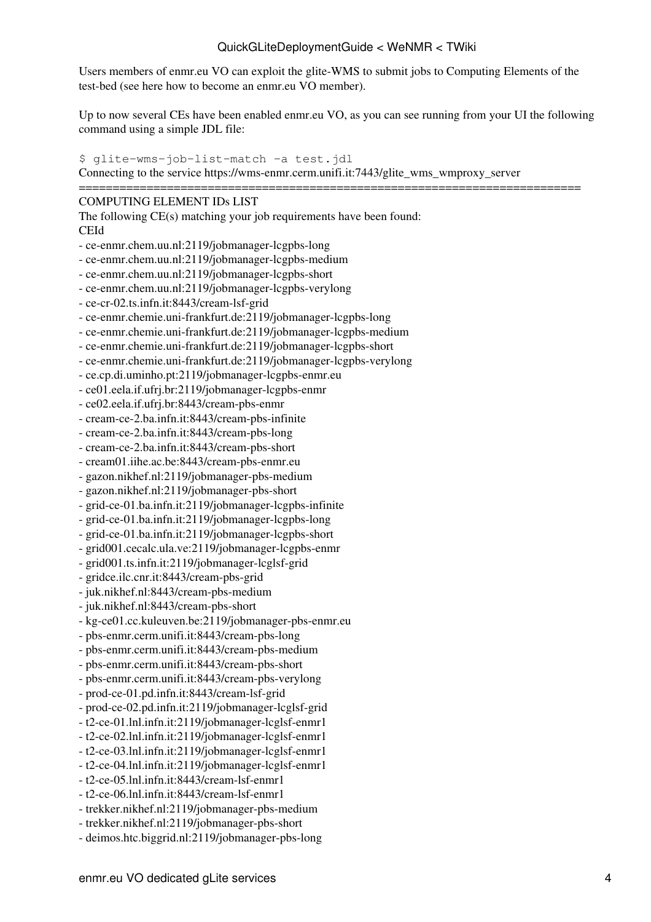Users members of enmr.eu VO can exploit the glite-WMS to submit jobs to Computing Elements of the test-bed (see here how to become an enmr.eu VO member).

Up to now several CEs have been enabled enmr.eu VO, as you can see running from your UI the following command using a simple JDL file:

```
$ glite-wms-job-list-match -a test.jdl
Connecting to the service https://wms-enmr.cerm.unifi.it:7443/glite_wms_wmproxy_server
==========================================================================
COMPUTING ELEMENT IDs LIST
The following CE(s) matching your job requirements have been found:
CEId
- ce-enmr.chem.uu.nl:2119/jobmanager-lcgpbs-long
- ce-enmr.chem.uu.nl:2119/jobmanager-lcgpbs-medium
- ce-enmr.chem.uu.nl:2119/jobmanager-lcgpbs-short
- ce-enmr.chem.uu.nl:2119/jobmanager-lcgpbs-verylong
- ce-cr-02.ts.infn.it:8443/cream-lsf-grid
- ce-enmr.chemie.uni-frankfurt.de:2119/jobmanager-lcgpbs-long
- ce-enmr.chemie.uni-frankfurt.de:2119/jobmanager-lcgpbs-medium
- ce-enmr.chemie.uni-frankfurt.de:2119/jobmanager-lcgpbs-short
- ce-enmr.chemie.uni-frankfurt.de:2119/jobmanager-lcgpbs-verylong
- ce.cp.di.uminho.pt:2119/jobmanager-lcgpbs-enmr.eu
- ce01.eela.if.ufrj.br:2119/jobmanager-lcgpbs-enmr
- ce02.eela.if.ufrj.br:8443/cream-pbs-enmr
- cream-ce-2.ba.infn.it:8443/cream-pbs-infinite
- cream-ce-2.ba.infn.it:8443/cream-pbs-long
- cream-ce-2.ba.infn.it:8443/cream-pbs-short
- cream01.iihe.ac.be:8443/cream-pbs-enmr.eu
- gazon.nikhef.nl:2119/jobmanager-pbs-medium
- gazon.nikhef.nl:2119/jobmanager-pbs-short
- grid-ce-01.ba.infn.it:2119/jobmanager-lcgpbs-infinite
- grid-ce-01.ba.infn.it:2119/jobmanager-lcgpbs-long
- grid-ce-01.ba.infn.it:2119/jobmanager-lcgpbs-short
- grid001.cecalc.ula.ve:2119/jobmanager-lcgpbs-enmr
- grid001.ts.infn.it:2119/jobmanager-lcglsf-grid
- gridce.ilc.cnr.it:8443/cream-pbs-grid
- juk.nikhef.nl:8443/cream-pbs-medium
- juk.nikhef.nl:8443/cream-pbs-short
- kg-ce01.cc.kuleuven.be:2119/jobmanager-pbs-enmr.eu
- pbs-enmr.cerm.unifi.it:8443/cream-pbs-long
- pbs-enmr.cerm.unifi.it:8443/cream-pbs-medium
- pbs-enmr.cerm.unifi.it:8443/cream-pbs-short
- pbs-enmr.cerm.unifi.it:8443/cream-pbs-verylong
- prod-ce-01.pd.infn.it:8443/cream-lsf-grid
- prod-ce-02.pd.infn.it:2119/jobmanager-lcglsf-grid
- t2-ce-01.lnl.infn.it:2119/jobmanager-lcglsf-enmr1
- t2-ce-02.lnl.infn.it:2119/jobmanager-lcglsf-enmr1
- t2-ce-03.lnl.infn.it:2119/jobmanager-lcglsf-enmr1
- t2-ce-04.lnl.infn.it:2119/jobmanager-lcglsf-enmr1
- t2-ce-05.lnl.infn.it:8443/cream-lsf-enmr1
- t2-ce-06.lnl.infn.it:8443/cream-lsf-enmr1
- trekker.nikhef.nl:2119/jobmanager-pbs-medium
- trekker.nikhef.nl:2119/jobmanager-pbs-short
- deimos.htc.biggrid.nl:2119/jobmanager-pbs-long
```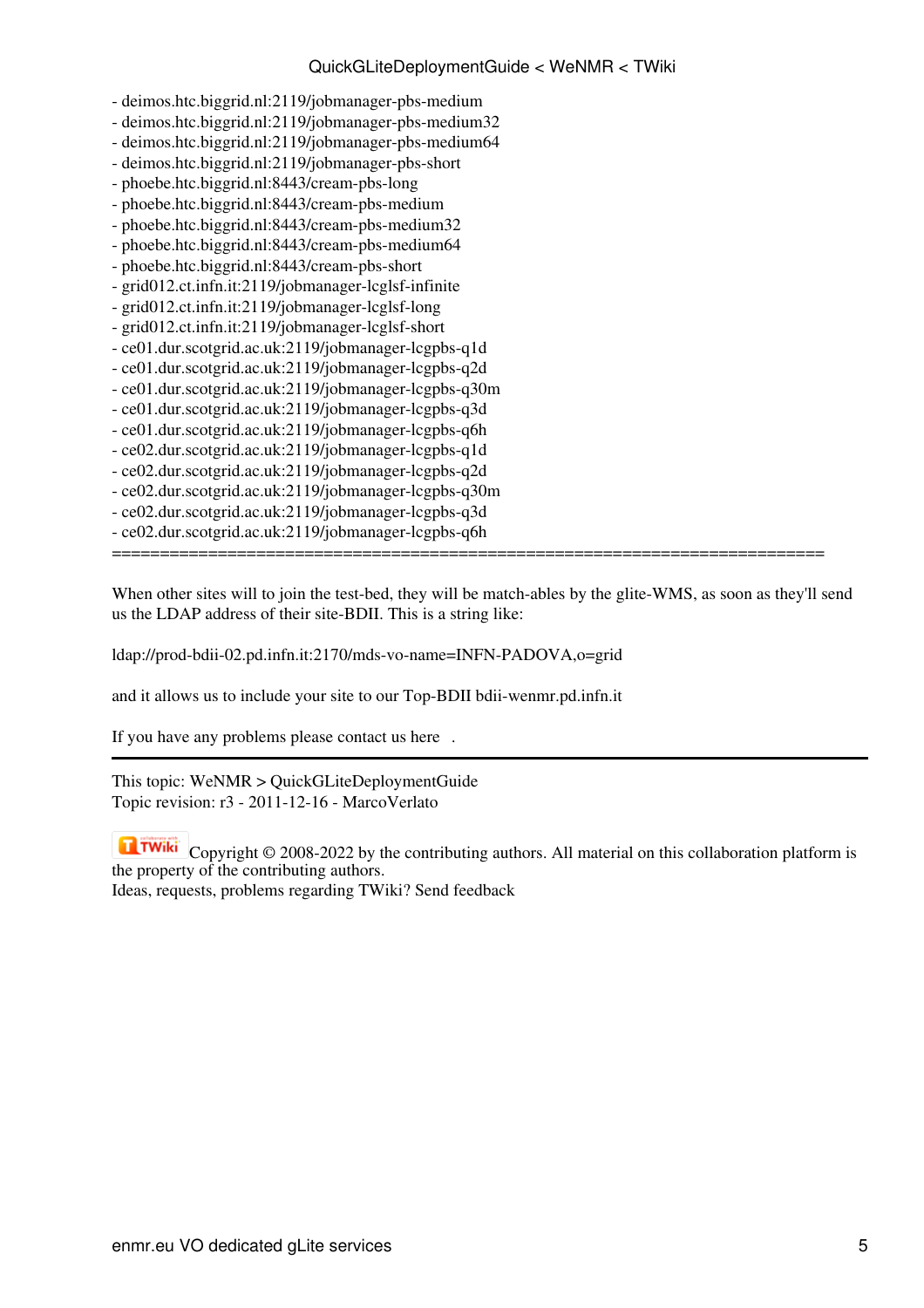- deimos.htc.biggrid.nl:2119/jobmanager-pbs-medium
- deimos.htc.biggrid.nl:2119/jobmanager-pbs-medium32
- deimos.htc.biggrid.nl:2119/jobmanager-pbs-medium64
- deimos.htc.biggrid.nl:2119/jobmanager-pbs-short
- phoebe.htc.biggrid.nl:8443/cream-pbs-long
- phoebe.htc.biggrid.nl:8443/cream-pbs-medium
- phoebe.htc.biggrid.nl:8443/cream-pbs-medium32
- phoebe.htc.biggrid.nl:8443/cream-pbs-medium64
- phoebe.htc.biggrid.nl:8443/cream-pbs-short
- grid012.ct.infn.it:2119/jobmanager-lcglsf-infinite
- grid012.ct.infn.it:2119/jobmanager-lcglsf-long
- grid012.ct.infn.it:2119/jobmanager-lcglsf-short
- ce01.dur.scotgrid.ac.uk:2119/jobmanager-lcgpbs-q1d
- ce01.dur.scotgrid.ac.uk:2119/jobmanager-lcgpbs-q2d
- ce01.dur.scotgrid.ac.uk:2119/jobmanager-lcgpbs-q30m
- ce01.dur.scotgrid.ac.uk:2119/jobmanager-lcgpbs-q3d
- ce01.dur.scotgrid.ac.uk:2119/jobmanager-lcgpbs-q6h
- ce02.dur.scotgrid.ac.uk:2119/jobmanager-lcgpbs-q1d
- ce02.dur.scotgrid.ac.uk:2119/jobmanager-lcgpbs-q2d
- ce02.dur.scotgrid.ac.uk:2119/jobmanager-lcgpbs-q30m
- ce02.dur.scotgrid.ac.uk:2119/jobmanager-lcgpbs-q3d
- ce02.dur.scotgrid.ac.uk:2119/jobmanager-lcgpbs-q6h

==========================================================================

When other sites will to join the test-bed, they will be match-ables by the glite-WMS, as soon as they'll send us the LDAP address of their site-BDII. This is a string like:

ldap://prod-bdii-02.pd.infn.it:2170/mds-vo-name=INFN-PADOVA,o=grid

and it allows us to include your site to our Top-BDII bdii-wenmr.pd.infn.it

If you have any problems please contact us here .

---

This topic: WeNMR > QuickGLiteDeploymentGuide
Topic revision: r3 - 2011-12-16 - MarcoVerlato

Copyright © 2008-2022 by the contributing authors. All material on this collaboration platform is the property of the contributing authors.
Ideas, requests, problems regarding TWiki? Send feedback